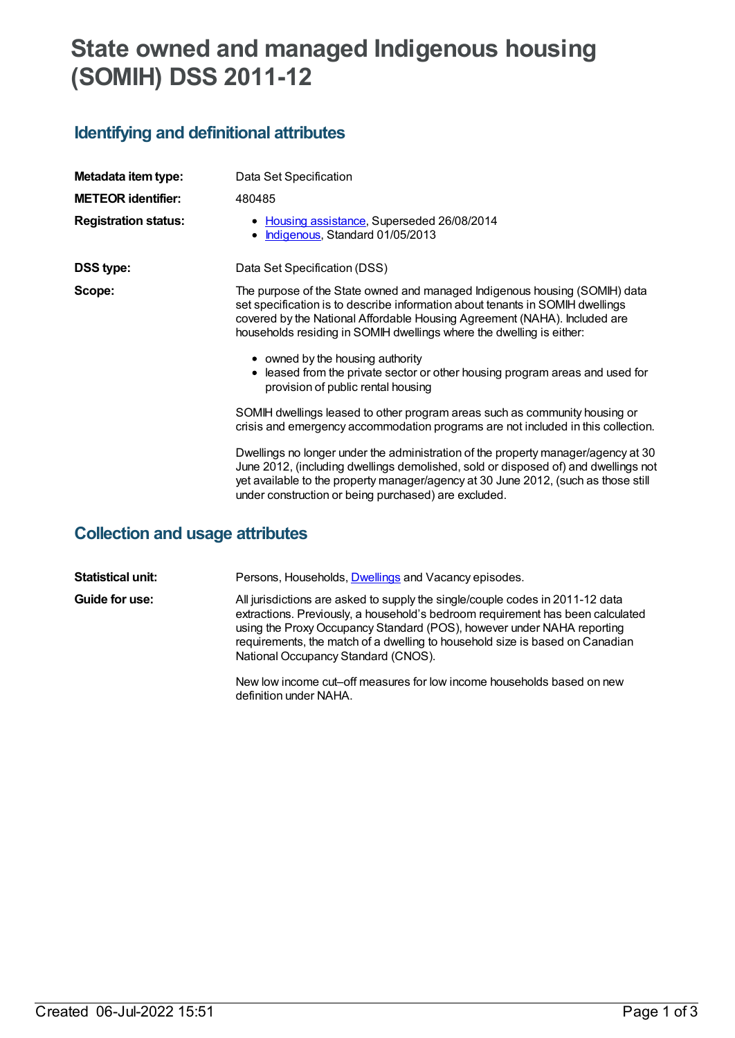# State owned and managed Indigenous housing (SOMIH) DSS 2011-12

## Identifying and definitional attributes

**Metadata item type:** Data Set Specification

**METEOR identifier:** 480485

**Registration status:**
- Housing assistance, Superseded 26/08/2014
- Indigenous, Standard 01/05/2013

**DSS type:** Data Set Specification (DSS)

**Scope:** The purpose of the State owned and managed Indigenous housing (SOMIH) data set specification is to describe information about tenants in SOMIH dwellings covered by the National Affordable Housing Agreement (NAHA). Included are households residing in SOMIH dwellings where the dwelling is either:

- owned by the housing authority
- leased from the private sector or other housing program areas and used for provision of public rental housing

SOMIH dwellings leased to other program areas such as community housing or crisis and emergency accommodation programs are not included in this collection.

Dwellings no longer under the administration of the property manager/agency at 30 June 2012, (including dwellings demolished, sold or disposed of) and dwellings not yet available to the property manager/agency at 30 June 2012, (such as those still under construction or being purchased) are excluded.

## Collection and usage attributes

**Statistical unit:** Persons, Households, Dwellings and Vacancy episodes.

**Guide for use:** All jurisdictions are asked to supply the single/couple codes in 2011-12 data extractions. Previously, a household's bedroom requirement has been calculated using the Proxy Occupancy Standard (POS), however under NAHA reporting requirements, the match of a dwelling to household size is based on Canadian National Occupancy Standard (CNOS).

New low income cut–off measures for low income households based on new definition under NAHA.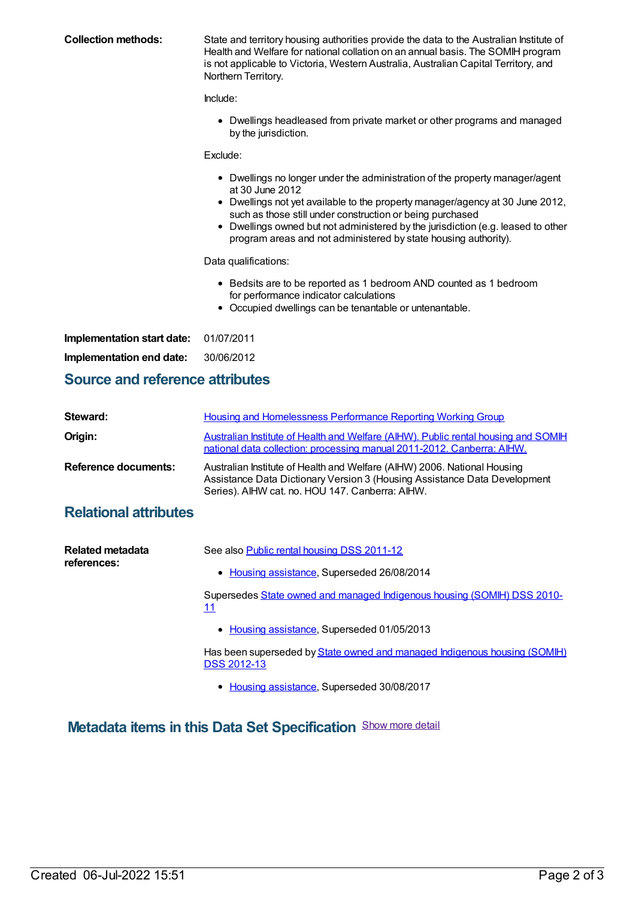**Collection methods:** State and territory housing authorities provide the data to the Australian Institute of Health and Welfare for national collation on an annual basis. The SOMIH program is not applicable to Victoria, Western Australia, Australian Capital Territory, and Northern Territory.

Include:

- Dwellings headleased from private market or other programs and managed by the jurisdiction.

Exclude:

- Dwellings no longer under the administration of the property manager/agent at 30 June 2012
- Dwellings not yet available to the property manager/agency at 30 June 2012, such as those still under construction or being purchased
- Dwellings owned but not administered by the jurisdiction (e.g. leased to other program areas and not administered by state housing authority).

Data qualifications:

- Bedsits are to be reported as 1 bedroom AND counted as 1 bedroom for performance indicator calculations
- Occupied dwellings can be tenantable or untenantable.

**Implementation start date:** 01/07/2011

**Implementation end date:** 30/06/2012

## Source and reference attributes

**Steward:** Housing and Homelessness Performance Reporting Working Group

**Origin:** Australian Institute of Health and Welfare (AIHW). Public rental housing and SOMIH national data collection: processing manual 2011-2012. Canberra: AIHW.

**Reference documents:** Australian Institute of Health and Welfare (AIHW) 2006. National Housing Assistance Data Dictionary Version 3 (Housing Assistance Data Development Series). AIHW cat. no. HOU 147. Canberra: AIHW.

## Relational attributes

**Related metadata references:**

See also Public rental housing DSS 2011-12

- Housing assistance, Superseded 26/08/2014

Supersedes State owned and managed Indigenous housing (SOMIH) DSS 2010-11

- Housing assistance, Superseded 01/05/2013

Has been superseded by State owned and managed Indigenous housing (SOMIH) DSS 2012-13

- Housing assistance, Superseded 30/08/2017

## Metadata items in this Data Set Specification

Show more detail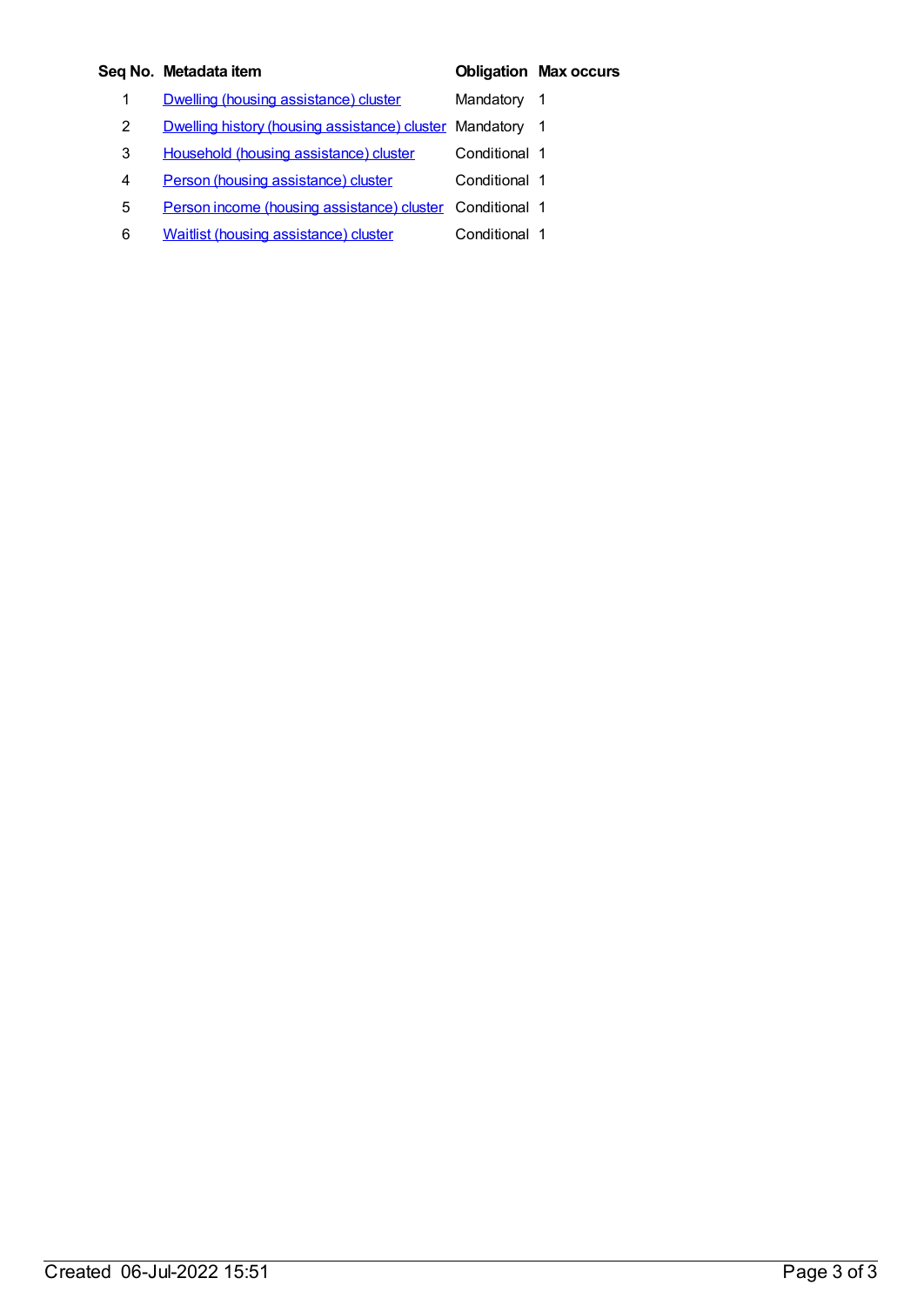| Seq No. | Metadata item | Obligation | Max occurs |
| --- | --- | --- | --- |
| 1 | Dwelling (housing assistance) cluster | Mandatory | 1 |
| 2 | Dwelling history (housing assistance) cluster | Mandatory | 1 |
| 3 | Household (housing assistance) cluster | Conditional | 1 |
| 4 | Person (housing assistance) cluster | Conditional | 1 |
| 5 | Person income (housing assistance) cluster | Conditional | 1 |
| 6 | Waitlist (housing assistance) cluster | Conditional | 1 |